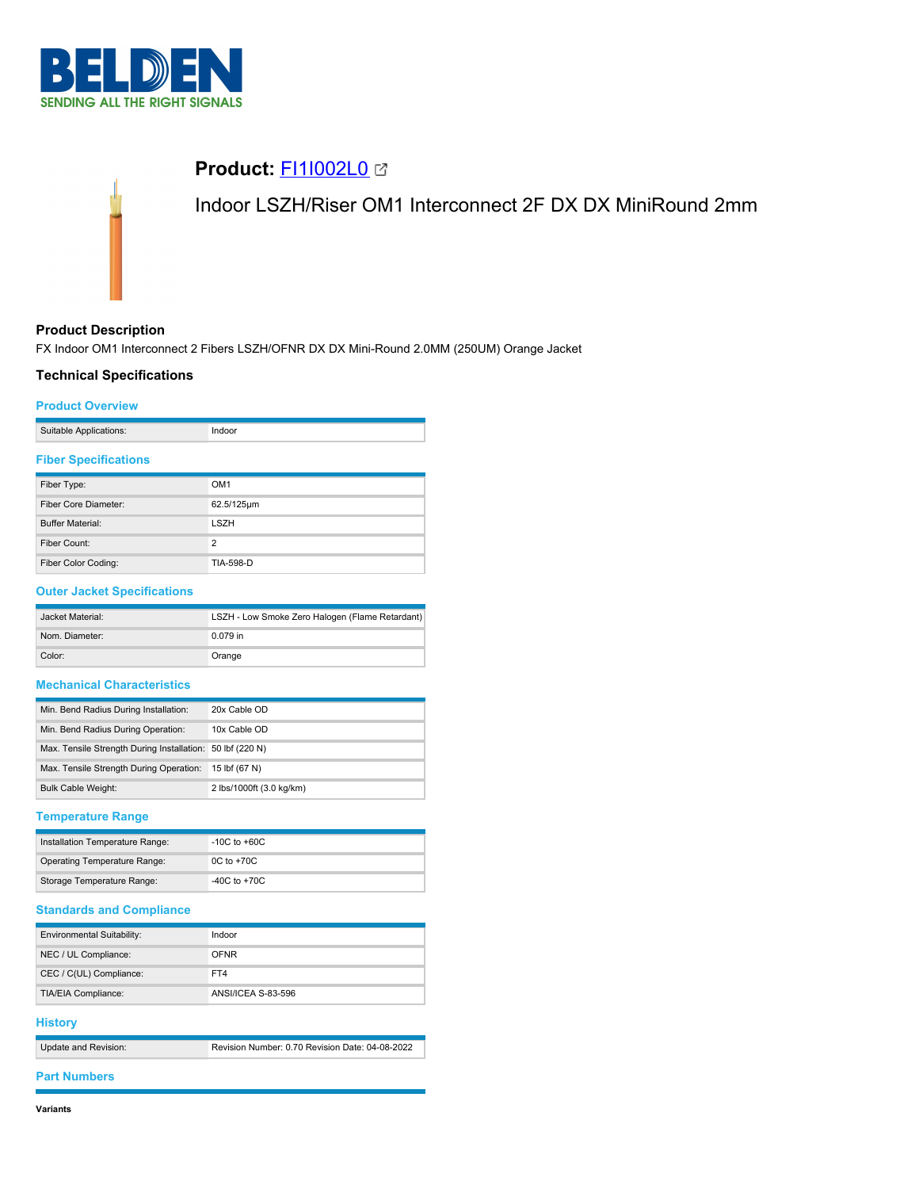BELDEN
SENDING ALL THE RIGHT SIGNALS

# Product: FI1I002L0

Indoor LSZH/Riser OM1 Interconnect 2F DX DX MiniRound 2mm

## Product Description

FX Indoor OM1 Interconnect 2 Fibers LSZH/OFNR DX DX Mini-Round 2.0MM (250UM) Orange Jacket

## Technical Specifications

### Product Overview

| | |
|---|---|
| Suitable Applications: | Indoor |

### Fiber Specifications

| | |
|---|---|
| Fiber Type: | OM1 |
| Fiber Core Diameter: | 62.5/125µm |
| Buffer Material: | LSZH |
| Fiber Count: | 2 |
| Fiber Color Coding: | TIA-598-D |

### Outer Jacket Specifications

| | |
|---|---|
| Jacket Material: | LSZH - Low Smoke Zero Halogen (Flame Retardant) |
| Nom. Diameter: | 0.079 in |
| Color: | Orange |

### Mechanical Characteristics

| | |
|---|---|
| Min. Bend Radius During Installation: | 20x Cable OD |
| Min. Bend Radius During Operation: | 10x Cable OD |
| Max. Tensile Strength During Installation: | 50 lbf (220 N) |
| Max. Tensile Strength During Operation: | 15 lbf (67 N) |
| Bulk Cable Weight: | 2 lbs/1000ft (3.0 kg/km) |

### Temperature Range

| | |
|---|---|
| Installation Temperature Range: | -10C to +60C |
| Operating Temperature Range: | 0C to +70C |
| Storage Temperature Range: | -40C to +70C |

### Standards and Compliance

| | |
|---|---|
| Environmental Suitability: | Indoor |
| NEC / UL Compliance: | OFNR |
| CEC / C(UL) Compliance: | FT4 |
| TIA/EIA Compliance: | ANSI/ICEA S-83-596 |

### History

| | |
|---|---|
| Update and Revision: | Revision Number: 0.70 Revision Date: 04-08-2022 |

### Part Numbers

**Variants**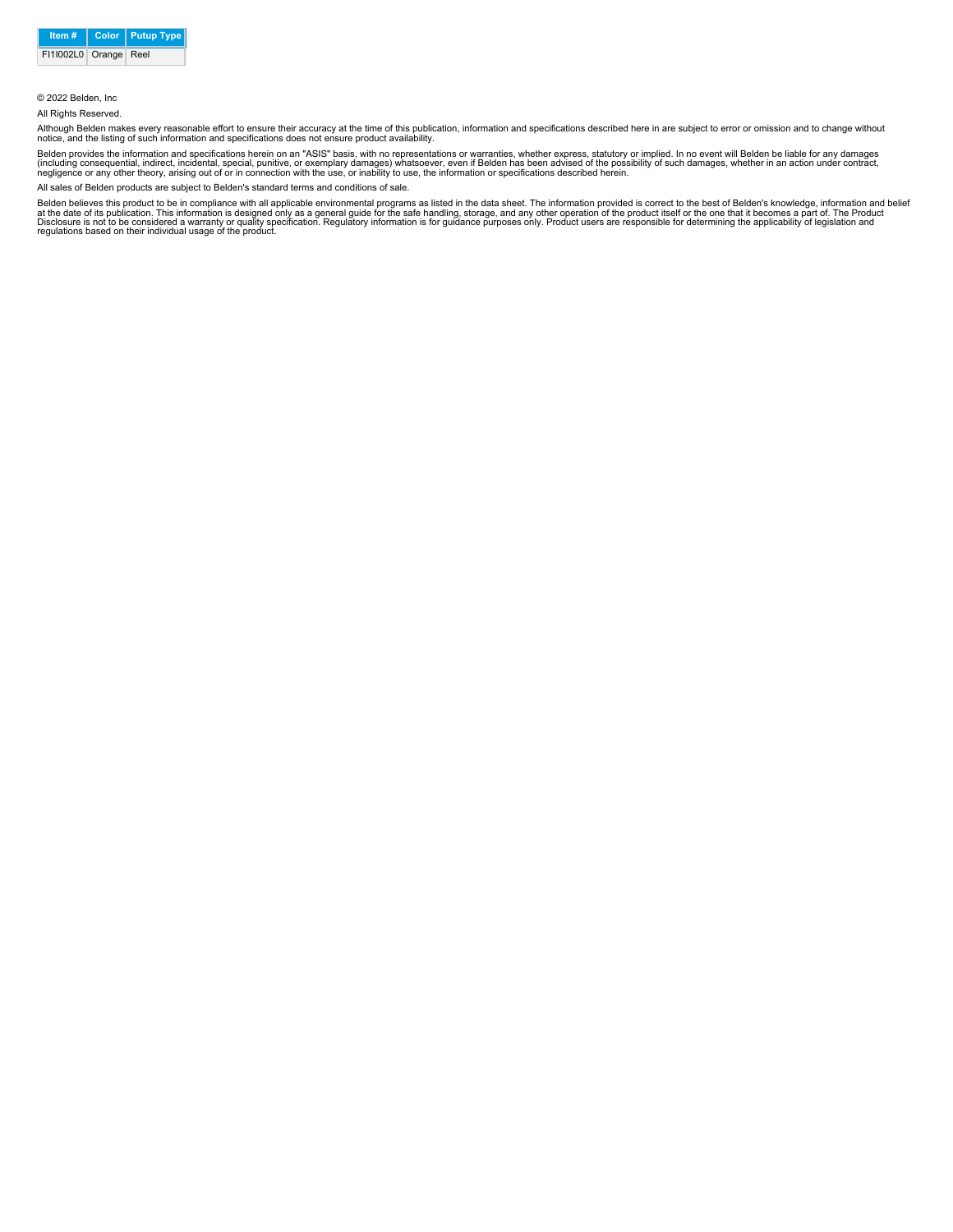| Item # | Color | Putup Type |
|---|---|---|
| FI1I002L0 | Orange | Reel |

© 2022 Belden, Inc

All Rights Reserved.

Although Belden makes every reasonable effort to ensure their accuracy at the time of this publication, information and specifications described here in are subject to error or omission and to change without notice, and the listing of such information and specifications does not ensure product availability.

Belden provides the information and specifications herein on an "ASIS" basis, with no representations or warranties, whether express, statutory or implied. In no event will Belden be liable for any damages (including consequential, indirect, incidental, special, punitive, or exemplary damages) whatsoever, even if Belden has been advised of the possibility of such damages, whether in an action under contract, negligence or any other theory, arising out of or in connection with the use, or inability to use, the information or specifications described herein.

All sales of Belden products are subject to Belden's standard terms and conditions of sale.

Belden believes this product to be in compliance with all applicable environmental programs as listed in the data sheet. The information provided is correct to the best of Belden's knowledge, information and belief at the date of its publication. This information is designed only as a general guide for the safe handling, storage, and any other operation of the product itself or the one that it becomes a part of. The Product Disclosure is not to be considered a warranty or quality specification. Regulatory information is for guidance purposes only. Product users are responsible for determining the applicability of legislation and regulations based on their individual usage of the product.